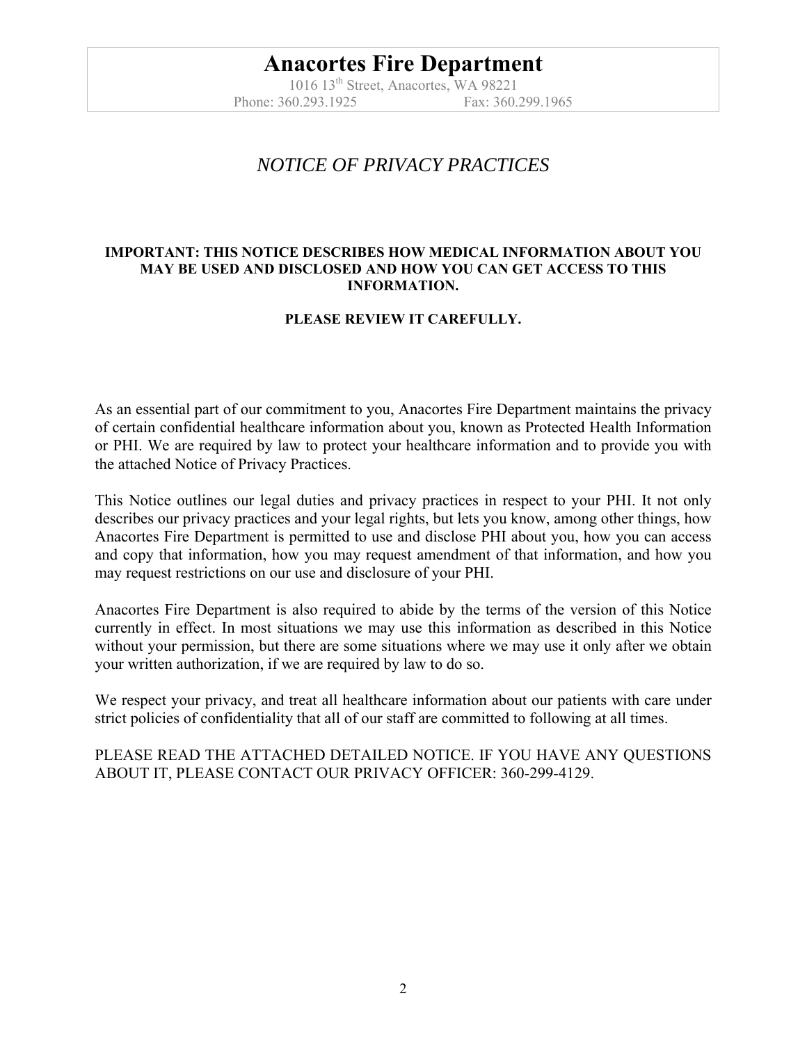# Anacortes Fire Department

1016 13th Street, Anacortes, WA 98221

Phone: 360.293.1925 Fax: 360.299.1965

## *NOTICE OF PRIVACY PRACTICES*

**IMPORTANT: THIS NOTICE DESCRIBES HOW MEDICAL INFORMATION ABOUT YOU MAY BE USED AND DISCLOSED AND HOW YOU CAN GET ACCESS TO THIS INFORMATION.**

**PLEASE REVIEW IT CAREFULLY.**

As an essential part of our commitment to you, Anacortes Fire Department maintains the privacy of certain confidential healthcare information about you, known as Protected Health Information or PHI. We are required by law to protect your healthcare information and to provide you with the attached Notice of Privacy Practices.

This Notice outlines our legal duties and privacy practices in respect to your PHI. It not only describes our privacy practices and your legal rights, but lets you know, among other things, how Anacortes Fire Department is permitted to use and disclose PHI about you, how you can access and copy that information, how you may request amendment of that information, and how you may request restrictions on our use and disclosure of your PHI.

Anacortes Fire Department is also required to abide by the terms of the version of this Notice currently in effect. In most situations we may use this information as described in this Notice without your permission, but there are some situations where we may use it only after we obtain your written authorization, if we are required by law to do so.

We respect your privacy, and treat all healthcare information about our patients with care under strict policies of confidentiality that all of our staff are committed to following at all times.

PLEASE READ THE ATTACHED DETAILED NOTICE. IF YOU HAVE ANY QUESTIONS ABOUT IT, PLEASE CONTACT OUR PRIVACY OFFICER: 360-299-4129.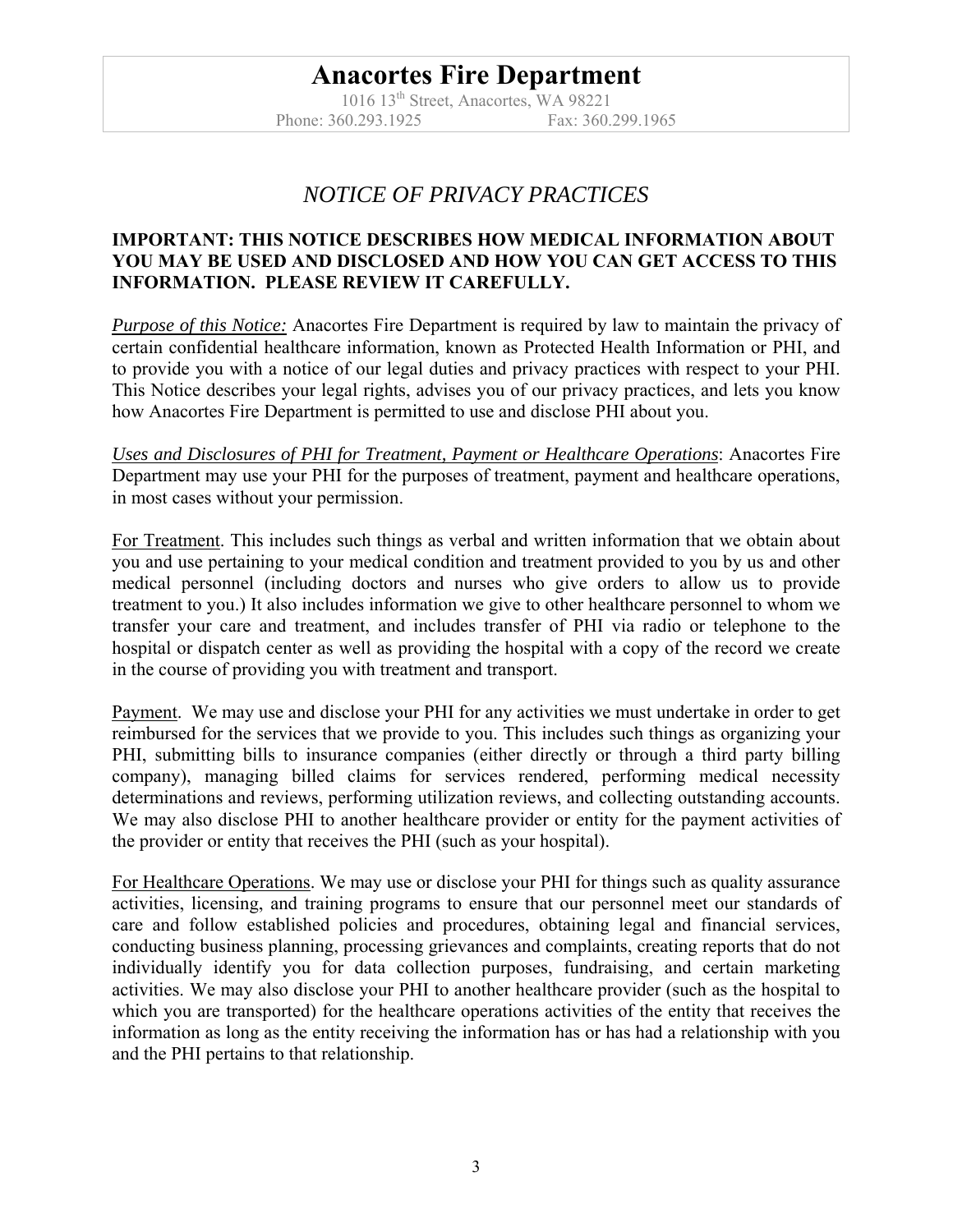# Anacortes Fire Department

1016 13th Street, Anacortes, WA 98221
Phone: 360.293.1925 Fax: 360.299.1965

## *NOTICE OF PRIVACY PRACTICES*

**IMPORTANT: THIS NOTICE DESCRIBES HOW MEDICAL INFORMATION ABOUT YOU MAY BE USED AND DISCLOSED AND HOW YOU CAN GET ACCESS TO THIS INFORMATION. PLEASE REVIEW IT CAREFULLY.**

*Purpose of this Notice:* Anacortes Fire Department is required by law to maintain the privacy of certain confidential healthcare information, known as Protected Health Information or PHI, and to provide you with a notice of our legal duties and privacy practices with respect to your PHI. This Notice describes your legal rights, advises you of our privacy practices, and lets you know how Anacortes Fire Department is permitted to use and disclose PHI about you.

*Uses and Disclosures of PHI for Treatment, Payment or Healthcare Operations*: Anacortes Fire Department may use your PHI for the purposes of treatment, payment and healthcare operations, in most cases without your permission.

For Treatment. This includes such things as verbal and written information that we obtain about you and use pertaining to your medical condition and treatment provided to you by us and other medical personnel (including doctors and nurses who give orders to allow us to provide treatment to you.) It also includes information we give to other healthcare personnel to whom we transfer your care and treatment, and includes transfer of PHI via radio or telephone to the hospital or dispatch center as well as providing the hospital with a copy of the record we create in the course of providing you with treatment and transport.

Payment. We may use and disclose your PHI for any activities we must undertake in order to get reimbursed for the services that we provide to you. This includes such things as organizing your PHI, submitting bills to insurance companies (either directly or through a third party billing company), managing billed claims for services rendered, performing medical necessity determinations and reviews, performing utilization reviews, and collecting outstanding accounts. We may also disclose PHI to another healthcare provider or entity for the payment activities of the provider or entity that receives the PHI (such as your hospital).

For Healthcare Operations. We may use or disclose your PHI for things such as quality assurance activities, licensing, and training programs to ensure that our personnel meet our standards of care and follow established policies and procedures, obtaining legal and financial services, conducting business planning, processing grievances and complaints, creating reports that do not individually identify you for data collection purposes, fundraising, and certain marketing activities. We may also disclose your PHI to another healthcare provider (such as the hospital to which you are transported) for the healthcare operations activities of the entity that receives the information as long as the entity receiving the information has or has had a relationship with you and the PHI pertains to that relationship.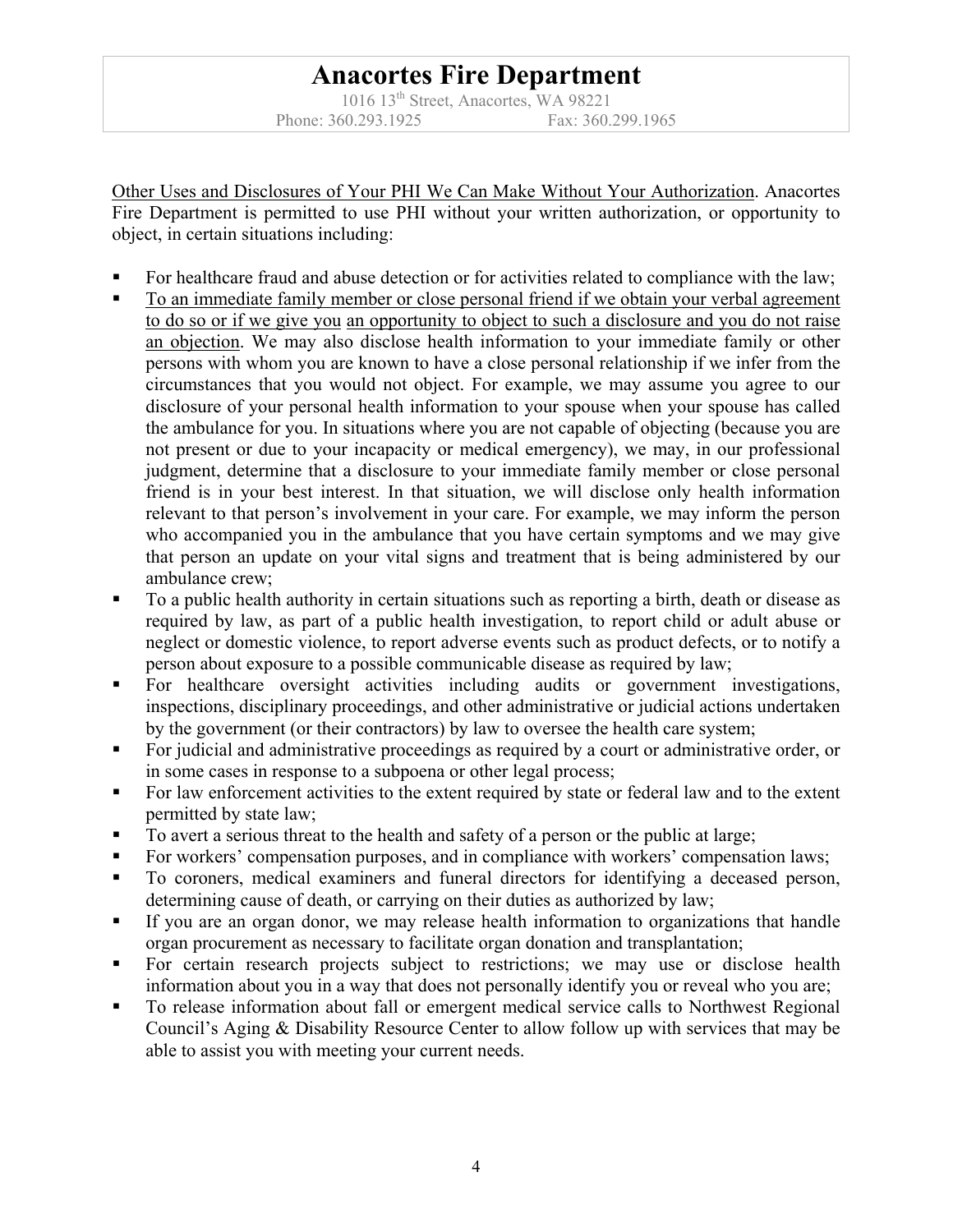Other Uses and Disclosures of Your PHI We Can Make Without Your Authorization. Anacortes Fire Department is permitted to use PHI without your written authorization, or opportunity to object, in certain situations including:

- For healthcare fraud and abuse detection or for activities related to compliance with the law;
- To an immediate family member or close personal friend if we obtain your verbal agreement to do so or if we give you an opportunity to object to such a disclosure and you do not raise an objection. We may also disclose health information to your immediate family or other persons with whom you are known to have a close personal relationship if we infer from the circumstances that you would not object. For example, we may assume you agree to our disclosure of your personal health information to your spouse when your spouse has called the ambulance for you. In situations where you are not capable of objecting (because you are not present or due to your incapacity or medical emergency), we may, in our professional judgment, determine that a disclosure to your immediate family member or close personal friend is in your best interest. In that situation, we will disclose only health information relevant to that person's involvement in your care. For example, we may inform the person who accompanied you in the ambulance that you have certain symptoms and we may give that person an update on your vital signs and treatment that is being administered by our ambulance crew;
- To a public health authority in certain situations such as reporting a birth, death or disease as required by law, as part of a public health investigation, to report child or adult abuse or neglect or domestic violence, to report adverse events such as product defects, or to notify a person about exposure to a possible communicable disease as required by law;
- For healthcare oversight activities including audits or government investigations, inspections, disciplinary proceedings, and other administrative or judicial actions undertaken by the government (or their contractors) by law to oversee the health care system;
- For judicial and administrative proceedings as required by a court or administrative order, or in some cases in response to a subpoena or other legal process;
- For law enforcement activities to the extent required by state or federal law and to the extent permitted by state law;
- To avert a serious threat to the health and safety of a person or the public at large;
- For workers' compensation purposes, and in compliance with workers' compensation laws;
- To coroners, medical examiners and funeral directors for identifying a deceased person, determining cause of death, or carrying on their duties as authorized by law;
- If you are an organ donor, we may release health information to organizations that handle organ procurement as necessary to facilitate organ donation and transplantation;
- For certain research projects subject to restrictions; we may use or disclose health information about you in a way that does not personally identify you or reveal who you are;
- To release information about fall or emergent medical service calls to Northwest Regional Council's Aging & Disability Resource Center to allow follow up with services that may be able to assist you with meeting your current needs.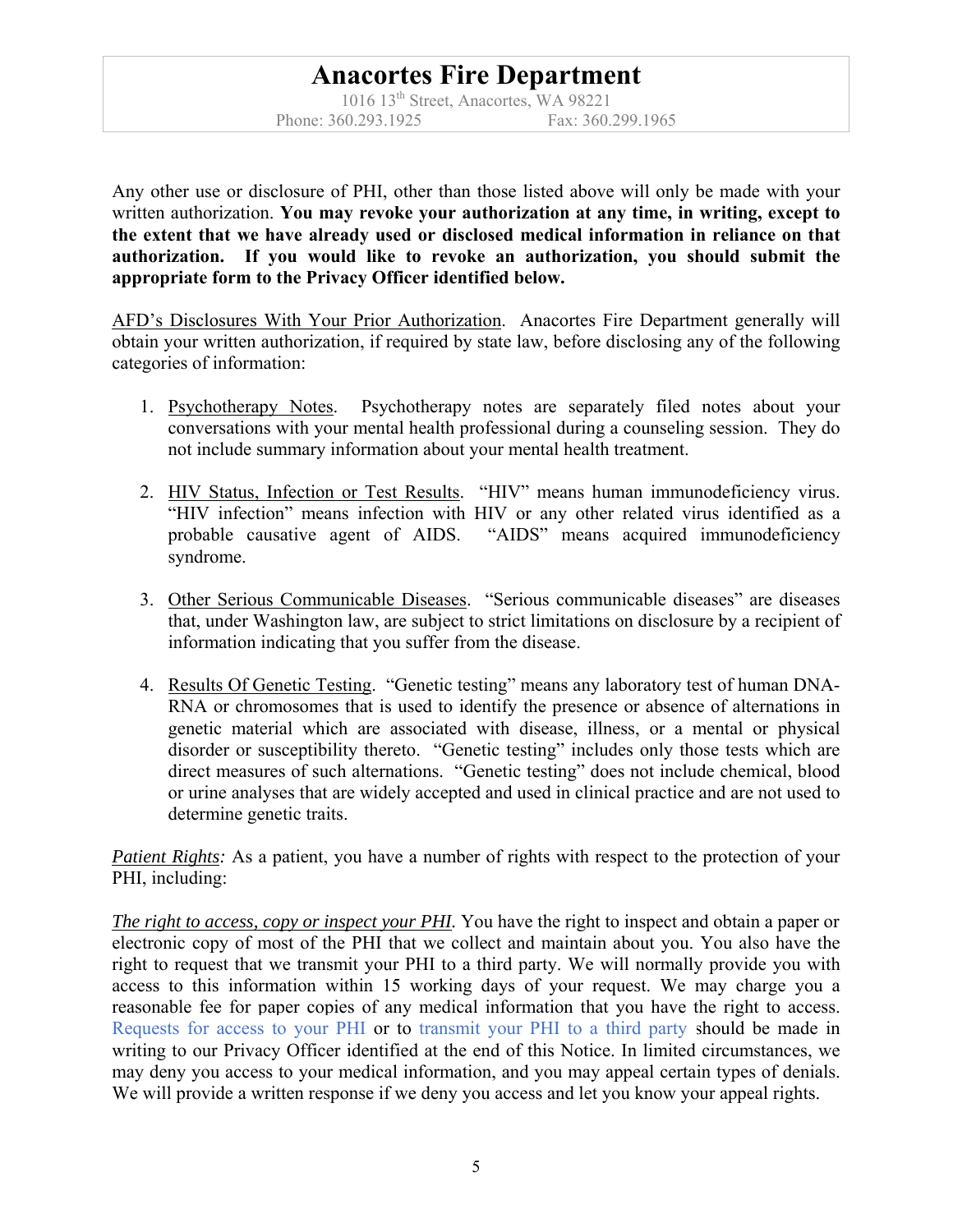Any other use or disclosure of PHI, other than those listed above will only be made with your written authorization. **You may revoke your authorization at any time, in writing, except to the extent that we have already used or disclosed medical information in reliance on that authorization. If you would like to revoke an authorization, you should submit the appropriate form to the Privacy Officer identified below.**

AFD's Disclosures With Your Prior Authorization. Anacortes Fire Department generally will obtain your written authorization, if required by state law, before disclosing any of the following categories of information:

1. Psychotherapy Notes. Psychotherapy notes are separately filed notes about your conversations with your mental health professional during a counseling session. They do not include summary information about your mental health treatment.

2. HIV Status, Infection or Test Results. "HIV" means human immunodeficiency virus. "HIV infection" means infection with HIV or any other related virus identified as a probable causative agent of AIDS. "AIDS" means acquired immunodeficiency syndrome.

3. Other Serious Communicable Diseases. "Serious communicable diseases" are diseases that, under Washington law, are subject to strict limitations on disclosure by a recipient of information indicating that you suffer from the disease.

4. Results Of Genetic Testing. "Genetic testing" means any laboratory test of human DNA-RNA or chromosomes that is used to identify the presence or absence of alternations in genetic material which are associated with disease, illness, or a mental or physical disorder or susceptibility thereto. "Genetic testing" includes only those tests which are direct measures of such alternations. "Genetic testing" does not include chemical, blood or urine analyses that are widely accepted and used in clinical practice and are not used to determine genetic traits.

*Patient Rights:* As a patient, you have a number of rights with respect to the protection of your PHI, including:

*The right to access, copy or inspect your PHI.* You have the right to inspect and obtain a paper or electronic copy of most of the PHI that we collect and maintain about you. You also have the right to request that we transmit your PHI to a third party. We will normally provide you with access to this information within 15 working days of your request. We may charge you a reasonable fee for paper copies of any medical information that you have the right to access. Requests for access to your PHI or to transmit your PHI to a third party should be made in writing to our Privacy Officer identified at the end of this Notice. In limited circumstances, we may deny you access to your medical information, and you may appeal certain types of denials. We will provide a written response if we deny you access and let you know your appeal rights.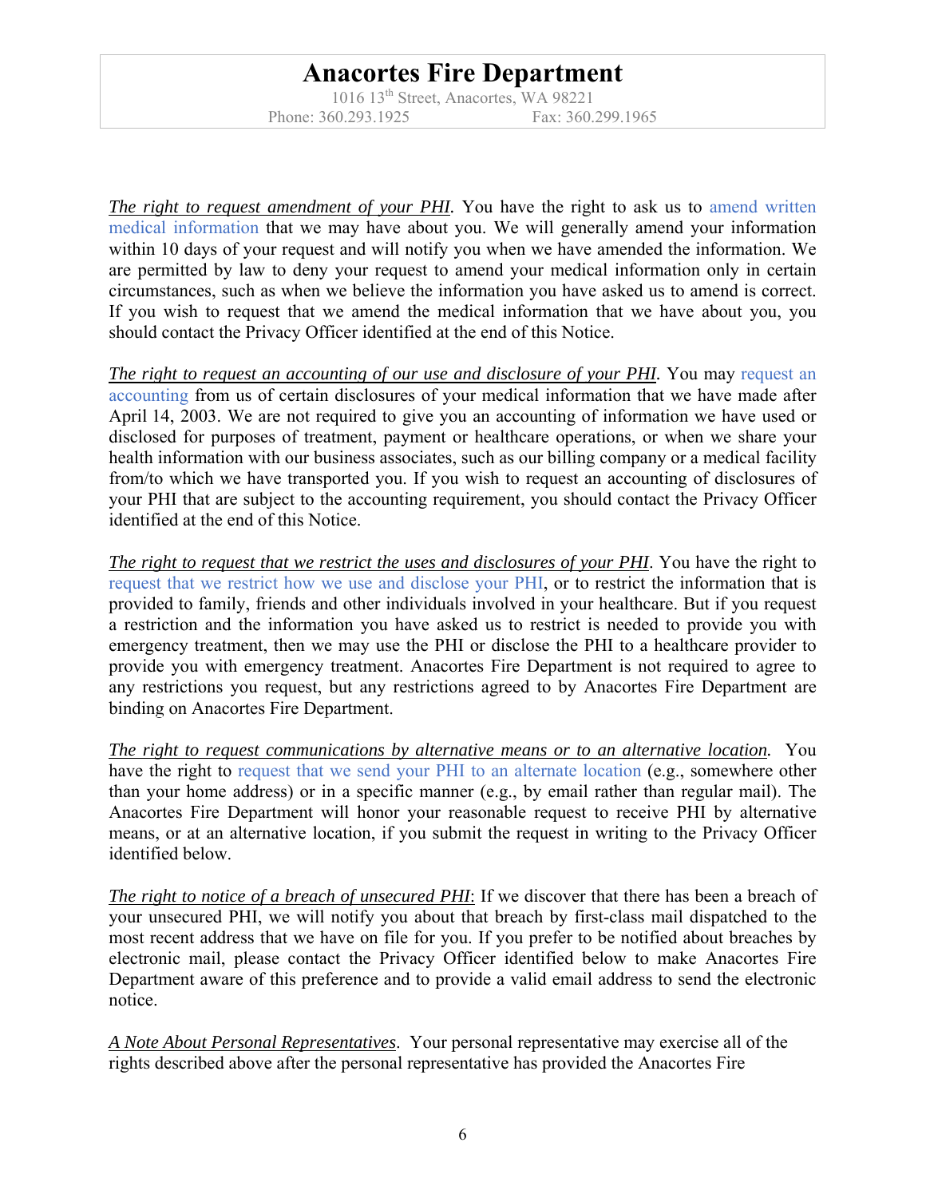*The right to request amendment of your PHI*. You have the right to ask us to amend written medical information that we may have about you. We will generally amend your information within 10 days of your request and will notify you when we have amended the information. We are permitted by law to deny your request to amend your medical information only in certain circumstances, such as when we believe the information you have asked us to amend is correct. If you wish to request that we amend the medical information that we have about you, you should contact the Privacy Officer identified at the end of this Notice.

*The right to request an accounting of our use and disclosure of your PHI*. You may request an accounting from us of certain disclosures of your medical information that we have made after April 14, 2003. We are not required to give you an accounting of information we have used or disclosed for purposes of treatment, payment or healthcare operations, or when we share your health information with our business associates, such as our billing company or a medical facility from/to which we have transported you. If you wish to request an accounting of disclosures of your PHI that are subject to the accounting requirement, you should contact the Privacy Officer identified at the end of this Notice.

*The right to request that we restrict the uses and disclosures of your PHI*. You have the right to request that we restrict how we use and disclose your PHI, or to restrict the information that is provided to family, friends and other individuals involved in your healthcare. But if you request a restriction and the information you have asked us to restrict is needed to provide you with emergency treatment, then we may use the PHI or disclose the PHI to a healthcare provider to provide you with emergency treatment. Anacortes Fire Department is not required to agree to any restrictions you request, but any restrictions agreed to by Anacortes Fire Department are binding on Anacortes Fire Department.

*The right to request communications by alternative means or to an alternative location*. You have the right to request that we send your PHI to an alternate location (e.g., somewhere other than your home address) or in a specific manner (e.g., by email rather than regular mail). The Anacortes Fire Department will honor your reasonable request to receive PHI by alternative means, or at an alternative location, if you submit the request in writing to the Privacy Officer identified below.

*The right to notice of a breach of unsecured PHI*: If we discover that there has been a breach of your unsecured PHI, we will notify you about that breach by first-class mail dispatched to the most recent address that we have on file for you. If you prefer to be notified about breaches by electronic mail, please contact the Privacy Officer identified below to make Anacortes Fire Department aware of this preference and to provide a valid email address to send the electronic notice.

*A Note About Personal Representatives*. Your personal representative may exercise all of the rights described above after the personal representative has provided the Anacortes Fire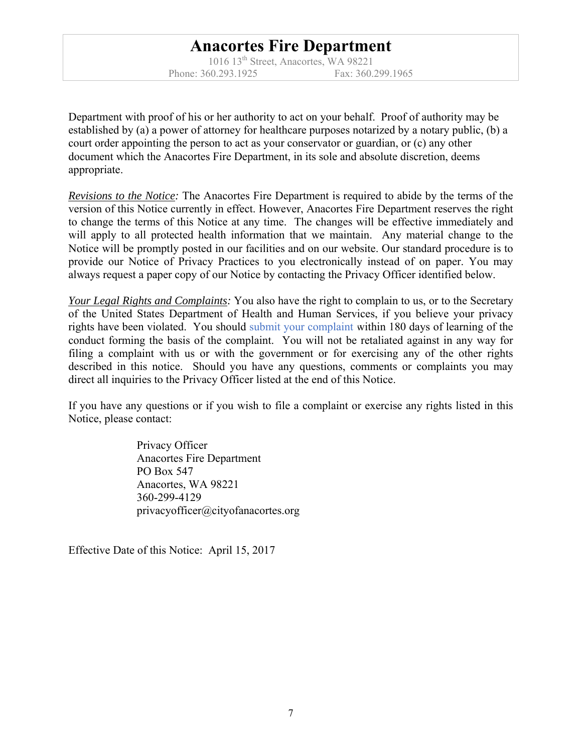Department with proof of his or her authority to act on your behalf. Proof of authority may be established by (a) a power of attorney for healthcare purposes notarized by a notary public, (b) a court order appointing the person to act as your conservator or guardian, or (c) any other document which the Anacortes Fire Department, in its sole and absolute discretion, deems appropriate.

*Revisions to the Notice:* The Anacortes Fire Department is required to abide by the terms of the version of this Notice currently in effect. However, Anacortes Fire Department reserves the right to change the terms of this Notice at any time. The changes will be effective immediately and will apply to all protected health information that we maintain. Any material change to the Notice will be promptly posted in our facilities and on our website. Our standard procedure is to provide our Notice of Privacy Practices to you electronically instead of on paper. You may always request a paper copy of our Notice by contacting the Privacy Officer identified below.

*Your Legal Rights and Complaints:* You also have the right to complain to us, or to the Secretary of the United States Department of Health and Human Services, if you believe your privacy rights have been violated. You should submit your complaint within 180 days of learning of the conduct forming the basis of the complaint. You will not be retaliated against in any way for filing a complaint with us or with the government or for exercising any of the other rights described in this notice. Should you have any questions, comments or complaints you may direct all inquiries to the Privacy Officer listed at the end of this Notice.

If you have any questions or if you wish to file a complaint or exercise any rights listed in this Notice, please contact:

Privacy Officer  
Anacortes Fire Department  
PO Box 547  
Anacortes, WA 98221  
360-299-4129  
privacyofficer@cityofanacortes.org

Effective Date of this Notice: April 15, 2017